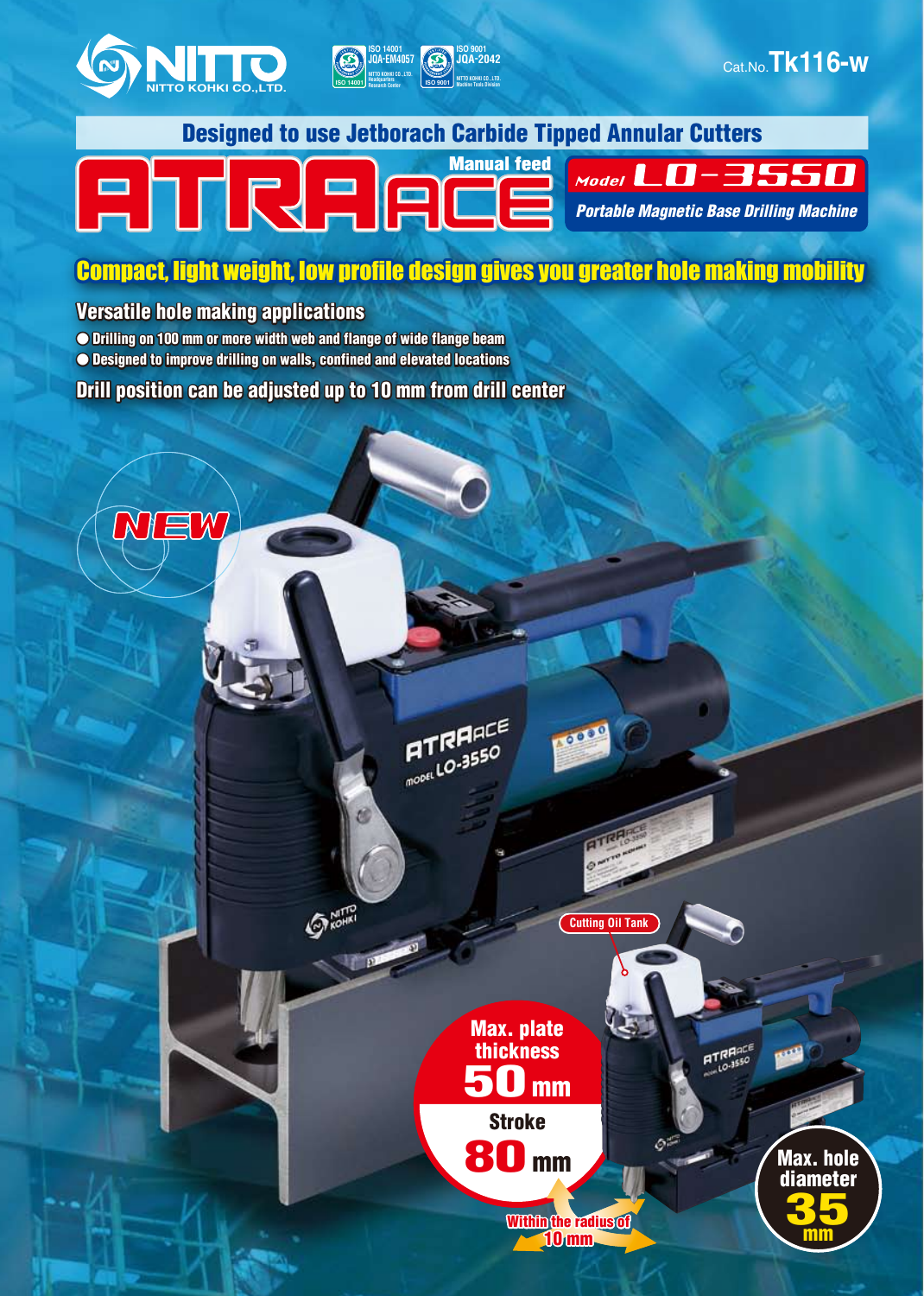NITTO
NITTO KOHKI CO.,LTD.

ISO 14001 JQA-EM4057 NITTO KOHKI CO.,LTD. Headquarters Research Center

ISO 9001 JQA-2042 NITTO KOHKI CO.,LTD. Machine Tools Division

Cat.No. Tk116-w

**Designed to use Jetborach Carbide Tipped Annular Cutters**

# ATRA ACE

**Manual feed**

## Model LO-3550

**Portable Magnetic Base Drilling Machine**

## Compact, light weight, low profile design gives you greater hole making mobility

### Versatile hole making applications

- Drilling on 100 mm or more width web and flange of wide flange beam
- Designed to improve drilling on walls, confined and elevated locations

### Drill position can be adjusted up to 10 mm from drill center

NEW

Cutting Oil Tank

**Max. plate thickness 50 mm**

**Stroke 80 mm**

Within the radius of 10 mm

**Max. hole diameter 35 mm**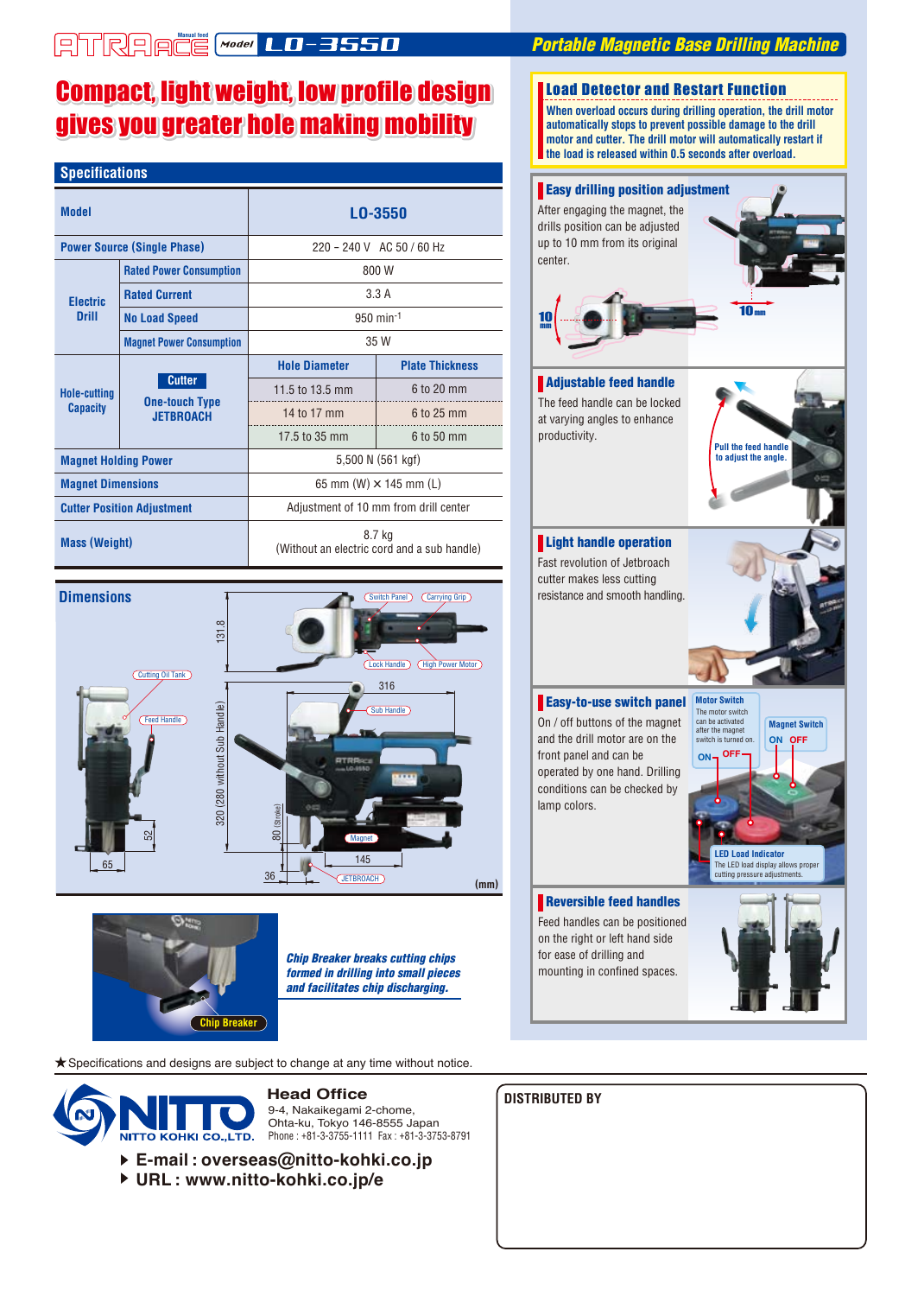ATRA ACE Manual feed Model LO-3550 **Portable Magnetic Base Drilling Machine**

# Compact, light weight, low profile design gives you greater hole making mobility

## Specifications

| Model | | LO-3550 | |
|---|---|---|---|
| Power Source (Single Phase) | | 220 – 240 V AC 50 / 60 Hz | |
| Electric Drill | Rated Power Consumption | 800 W | |
| | Rated Current | 3.3 A | |
| | No Load Speed | 950 min$^{-1}$ | |
| | Magnet Power Consumption | 35 W | |
| Hole-cutting Capacity | Cutter One-touch Type JETBROACH | Hole Diameter | Plate Thickness |
| | | 11.5 to 13.5 mm | 6 to 20 mm |
| | | 14 to 17 mm | 6 to 25 mm |
| | | 17.5 to 35 mm | 6 to 50 mm |
| Magnet Holding Power | | 5,500 N (561 kgf) | |
| Magnet Dimensions | | 65 mm (W) × 145 mm (L) | |
| Cutter Position Adjustment | | Adjustment of 10 mm from drill center | |
| Mass (Weight) | | 8.7 kg (Without an electric cord and a sub handle) | |

## Dimensions

Switch Panel
Carrying Grip
Lock Handle
High Power Motor
131.8
Cutting Oil Tank
Feed Handle
Sub Handle
316
320 (280 without Sub Handle)
80 (Stroke)
Magnet
52
65
145
36
JETBROACH
(mm)

Chip Breaker

*Chip Breaker breaks cutting chips formed in drilling into small pieces and facilitates chip discharging.*

### Load Detector and Restart Function

When overload occurs during drilling operation, the drill motor automatically stops to prevent possible damage to the drill motor and cutter. The drill motor will automatically restart if the load is released within 0.5 seconds after overload.

### Easy drilling position adjustment

After engaging the magnet, the drills position can be adjusted up to 10 mm from its original center.

10 mm
10 mm

### Adjustable feed handle

The feed handle can be locked at varying angles to enhance productivity.

Pull the feed handle to adjust the angle.

### Light handle operation

Fast revolution of Jetbroach cutter makes less cutting resistance and smooth handling.

### Easy-to-use switch panel

On / off buttons of the magnet and the drill motor are on the front panel and can be operated by one hand. Drilling conditions can be checked by lamp colors.

Motor Switch
The motor switch can be activated after the magnet switch is turned on.
ON OFF
Magnet Switch
ON OFF
LED Load Indicator
The LED load display allows proper cutting pressure adjustments.

### Reversible feed handles

Feed handles can be positioned on the right or left hand side for ease of drilling and mounting in confined spaces.

★Specifications and designs are subject to change at any time without notice.

NITTO KOHKI CO.,LTD.

**Head Office**
9-4, Nakaikegami 2-chome,
Ohta-ku, Tokyo 146-8555 Japan
Phone : +81-3-3755-1111 Fax : +81-3-3753-8791

- E-mail : overseas@nitto-kohki.co.jp
- URL : www.nitto-kohki.co.jp/e

DISTRIBUTED BY